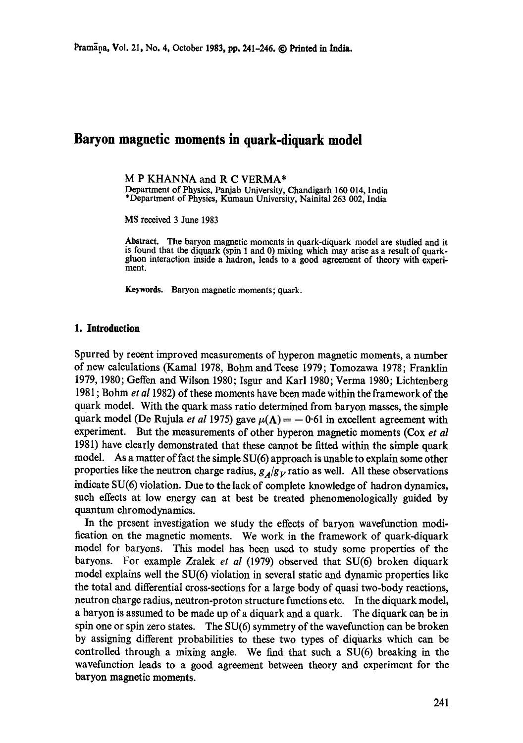# Baryon magnetic moments in quark-diquark model

M P KHANNA and R C VERMA*

Department of Physics, Panjab University, Chandigarh 160 014, India
*Department of Physics, Kumaun University, Nainital 263 002, India

MS received 3 June 1983

**Abstract.** The baryon magnetic moments in quark-diquark model are studied and it is found that the diquark (spin 1 and 0) mixing which may arise as a result of quark-gluon interaction inside a hadron, leads to a good agreement of theory with experiment.

**Keywords.** Baryon magnetic moments; quark.

## 1. Introduction

Spurred by recent improved measurements of hyperon magnetic moments, a number of new calculations (Kamal 1978, Bohm and Teese 1979; Tomozawa 1978; Franklin 1979, 1980; Geffen and Wilson 1980; Isgur and Karl 1980; Verma 1980; Lichtenberg 1981; Bohm *et al* 1982) of these moments have been made within the framework of the quark model. With the quark mass ratio determined from baryon masses, the simple quark model (De Rujula *et al* 1975) gave $\mu(\Lambda) = -0.61$ in excellent agreement with experiment. But the measurements of other hyperon magnetic moments (Cox *et al* 1981) have clearly demonstrated that these cannot be fitted within the simple quark model. As a matter of fact the simple SU(6) approach is unable to explain some other properties like the neutron charge radius, $g_A/g_V$ ratio as well. All these observations indicate SU(6) violation. Due to the lack of complete knowledge of hadron dynamics, such effects at low energy can at best be treated phenomenologically guided by quantum chromodynamics.

In the present investigation we study the effects of baryon wavefunction modification on the magnetic moments. We work in the framework of quark-diquark model for baryons. This model has been used to study some properties of the baryons. For example Zralek *et al* (1979) observed that SU(6) broken diquark model explains well the SU(6) violation in several static and dynamic properties like the total and differential cross-sections for a large body of quasi two-body reactions, neutron charge radius, neutron-proton structure functions etc. In the diquark model, a baryon is assumed to be made up of a diquark and a quark. The diquark can be in spin one or spin zero states. The SU(6) symmetry of the wavefunction can be broken by assigning different probabilities to these two types of diquarks which can be controlled through a mixing angle. We find that such a SU(6) breaking in the wavefunction leads to a good agreement between theory and experiment for the baryon magnetic moments.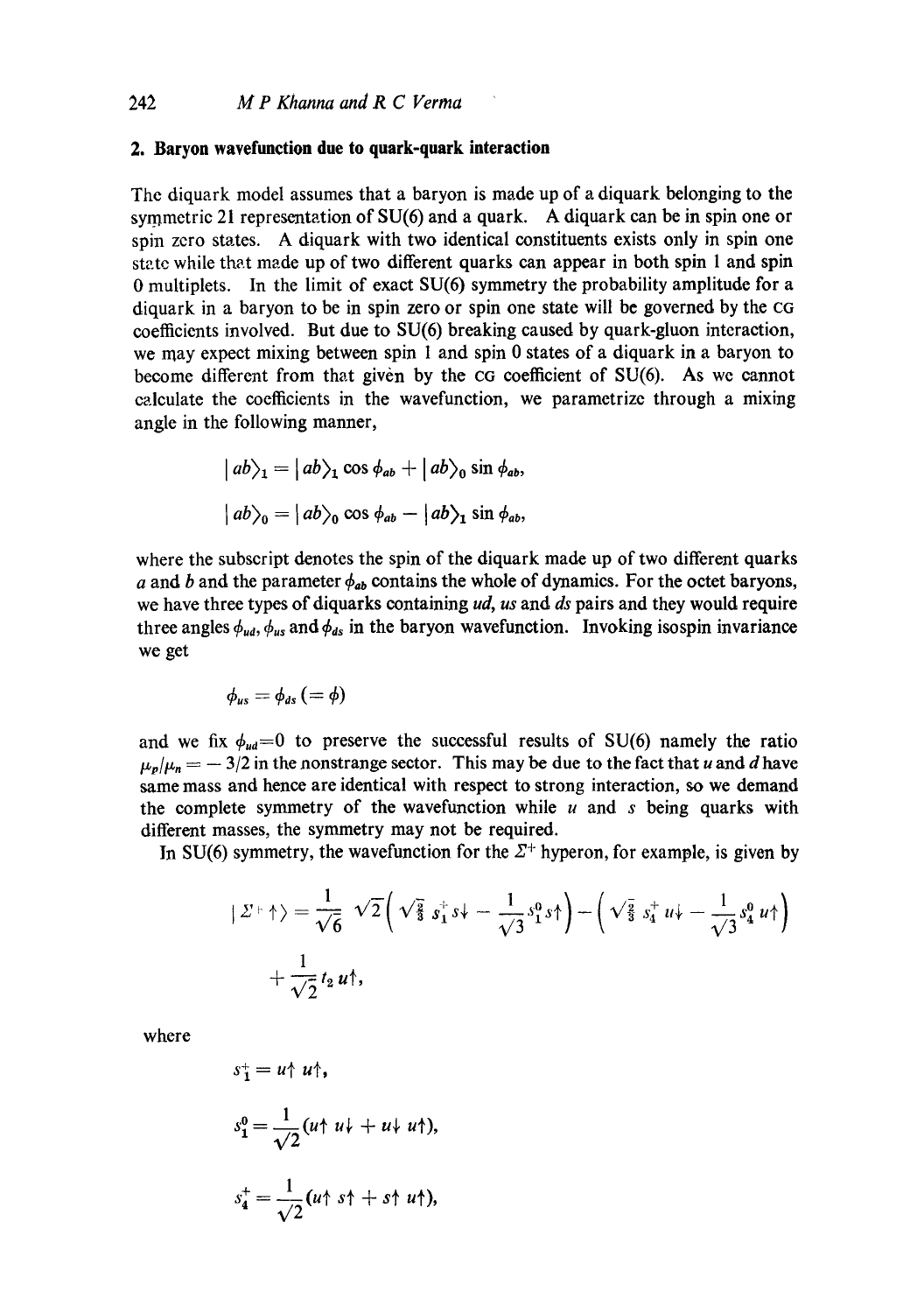## 2. Baryon wavefunction due to quark-quark interaction

The diquark model assumes that a baryon is made up of a diquark belonging to the symmetric 21 representation of SU(6) and a quark. A diquark can be in spin one or spin zero states. A diquark with two identical constituents exists only in spin one state while that made up of two different quarks can appear in both spin 1 and spin 0 multiplets. In the limit of exact SU(6) symmetry the probability amplitude for a diquark in a baryon to be in spin zero or spin one state will be governed by the CG coefficients involved. But due to SU(6) breaking caused by quark-gluon interaction, we may expect mixing between spin 1 and spin 0 states of a diquark in a baryon to become different from that given by the CG coefficient of SU(6). As we cannot calculate the coefficients in the wavefunction, we parametrize through a mixing angle in the following manner,

$$| ab\rangle_1 = | ab\rangle_1 \cos \phi_{ab} + | ab\rangle_0 \sin \phi_{ab},$$

$$| ab\rangle_0 = | ab\rangle_0 \cos \phi_{ab} - | ab\rangle_1 \sin \phi_{ab},$$

where the subscript denotes the spin of the diquark made up of two different quarks $a$ and $b$ and the parameter $\phi_{ab}$ contains the whole of dynamics. For the octet baryons, we have three types of diquarks containing $ud$, $us$ and $ds$ pairs and they would require three angles $\phi_{ud}$, $\phi_{us}$ and $\phi_{ds}$ in the baryon wavefunction. Invoking isospin invariance we get

$$\phi_{us} = \phi_{ds} \,(= \phi)$$

and we fix $\phi_{ud}=0$ to preserve the successful results of SU(6) namely the ratio $\mu_p/\mu_n = -3/2$ in the nonstrange sector. This may be due to the fact that $u$ and $d$ have same mass and hence are identical with respect to strong interaction, so we demand the complete symmetry of the wavefunction while $u$ and $s$ being quarks with different masses, the symmetry may not be required.

In SU(6) symmetry, the wavefunction for the $\Sigma^+$ hyperon, for example, is given by

$$| \Sigma^+ \uparrow\rangle = \frac{1}{\sqrt{6}} \sqrt{2}\left( \sqrt{\tfrac{2}{3}}\, s_1^+ s\downarrow - \frac{1}{\sqrt{3}} s_1^0 s\uparrow \right) - \left( \sqrt{\tfrac{2}{3}}\, s_4^+ u\downarrow - \frac{1}{\sqrt{3}} s_4^0 u\uparrow \right)$$

$$+ \frac{1}{\sqrt{2}} t_2 u\uparrow,$$

where

$$s_1^+ = u\uparrow u\uparrow,$$

$$s_1^0 = \frac{1}{\sqrt{2}}(u\uparrow u\downarrow + u\downarrow u\uparrow),$$

$$s_4^+ = \frac{1}{\sqrt{2}}(u\uparrow s\uparrow + s\uparrow u\uparrow),$$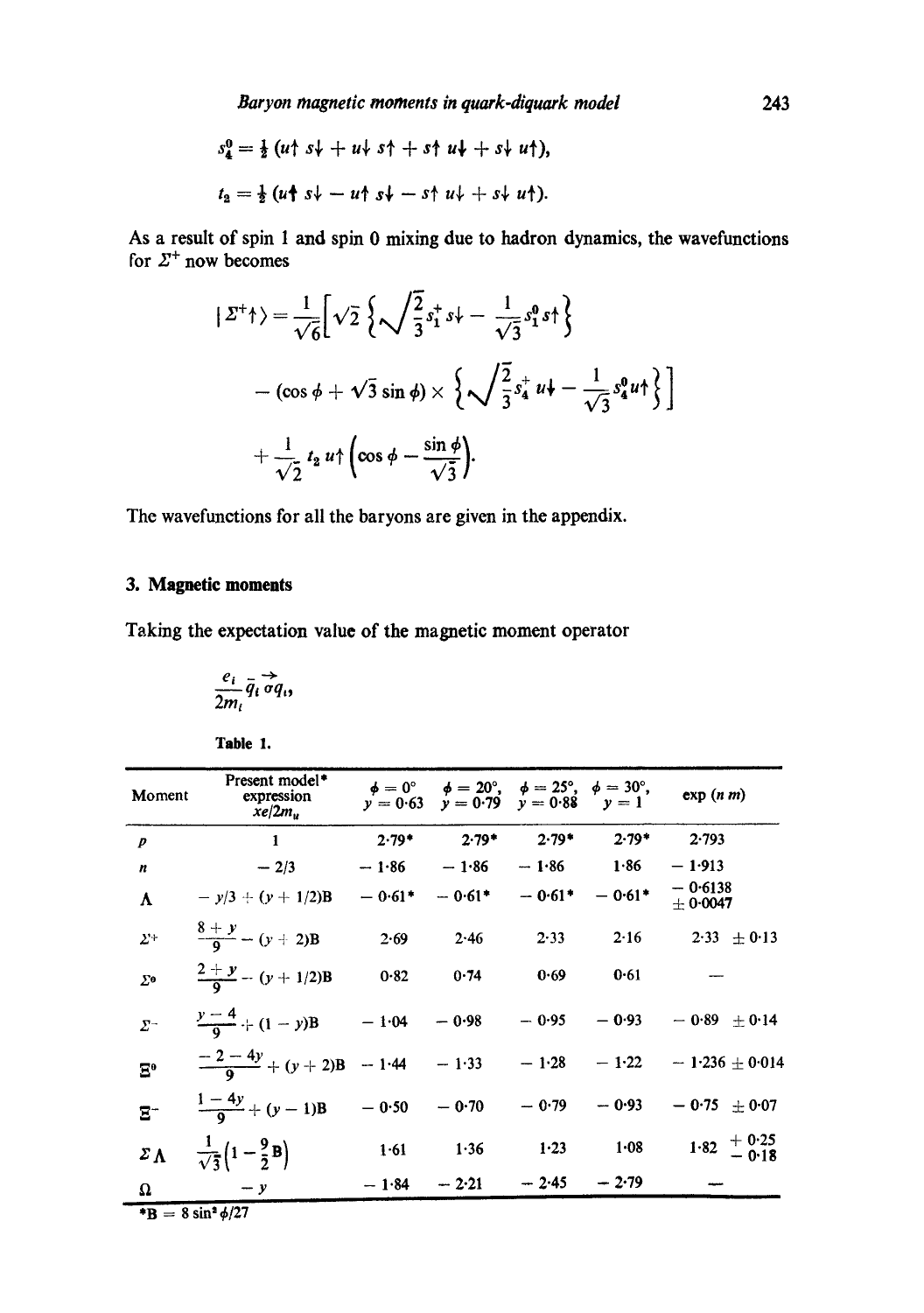$$s_4^0 = \tfrac{1}{2}\,(u\uparrow s\downarrow + u\downarrow s\uparrow + s\uparrow u\downarrow + s\downarrow u\uparrow),$$

$$t_2 = \tfrac{1}{2}\,(u\uparrow s\downarrow - u\uparrow s\downarrow - s\uparrow u\downarrow + s\downarrow u\uparrow).$$

As a result of spin 1 and spin 0 mixing due to hadron dynamics, the wavefunctions for $\Sigma^+$ now becomes

$$|\Sigma^+\uparrow\rangle = \frac{1}{\sqrt{6}}\Big[\sqrt{2}\,\Big\{\sqrt{\frac{2}{3}}\,s_1^+ s\downarrow - \frac{1}{\sqrt{3}}\,s_1^0 s\uparrow\Big\}$$

$$- (\cos\phi + \sqrt{3}\sin\phi)\times\Big\{\sqrt{\frac{2}{3}}\,s_4^+ u\downarrow - \frac{1}{\sqrt{3}}\,s_4^0 u\uparrow\Big\}\Big]$$

$$+ \frac{1}{\sqrt{2}}\,t_2\,u\uparrow\Big(\cos\phi - \frac{\sin\phi}{\sqrt{3}}\Big).$$

The wavefunctions for all the baryons are given in the appendix.

## 3. Magnetic moments

Taking the expectation value of the magnetic moment operator

$$\frac{e_i}{2m_i}\,\bar{q}_i\,\vec{\sigma} q_i,$$

Table 1.

| Moment | Present model* expression $xe/2m_u$ | $\phi = 0°$ $y = 0{\cdot}63$ | $\phi = 20°$, $y = 0{\cdot}79$ | $\phi = 25°$, $y = 0{\cdot}88$ | $\phi = 30°$, $y = 1$ | exp (*n m*) |
|---|---|---|---|---|---|---|
| $p$ | 1 | 2·79* | 2·79* | 2·79* | 2·79* | 2·793 |
| $n$ | $-2/3$ | − 1·86 | − 1·86 | − 1·86 | 1·86 | − 1·913 |
| $\Lambda$ | $-y/3 + (y + 1/2)B$ | − 0·61* | − 0·61* | − 0·61* | − 0·61* | − 0·6138 ± 0·0047 |
| $\Sigma^+$ | $\frac{8+y}{9} - (y+2)B$ | 2·69 | 2·46 | 2·33 | 2·16 | 2·33 ± 0·13 |
| $\Sigma^0$ | $\frac{2+y}{9} - (y+1/2)B$ | 0·82 | 0·74 | 0·69 | 0·61 | — |
| $\Sigma^-$ | $\frac{y-4}{9} + (1-y)B$ | − 1·04 | − 0·98 | − 0·95 | − 0·93 | − 0·89 ± 0·14 |
| $\Xi^0$ | $\frac{-2-4y}{9} + (y+2)B$ | − 1·44 | − 1·33 | − 1·28 | − 1·22 | − 1·236 ± 0·014 |
| $\Xi^-$ | $\frac{1-4y}{9} + (y-1)B$ | − 0·50 | − 0·70 | − 0·79 | − 0·93 | − 0·75 ± 0·07 |
| $\Sigma\Lambda$ | $\frac{1}{\sqrt{3}}\left(1 - \frac{9}{2}B\right)$ | 1·61 | 1·36 | 1·23 | 1·08 | $1{\cdot}82\ ^{+0{\cdot}25}_{-0{\cdot}18}$ |
| $\Omega$ | $-y$ | − 1·84 | − 2·21 | − 2·45 | − 2·79 | — |

*$B = 8\sin^2\phi/27$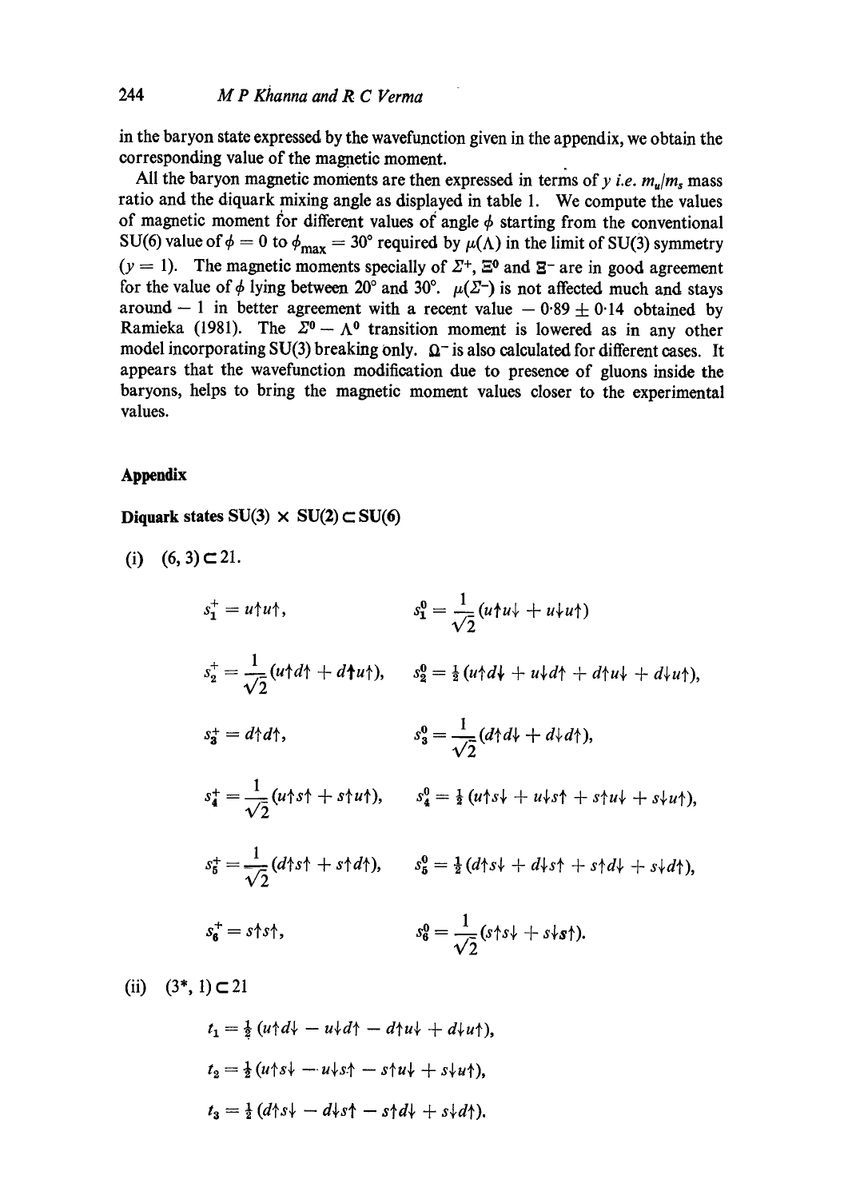in the baryon state expressed by the wavefunction given in the appendix, we obtain the corresponding value of the magnetic moment.

All the baryon magnetic moments are then expressed in terms of $y$ *i.e.* $m_u/m_s$ mass ratio and the diquark mixing angle as displayed in table 1. We compute the values of magnetic moment for different values of angle $\phi$ starting from the conventional SU(6) value of $\phi = 0$ to $\phi_{\text{max}} = 30°$ required by $\mu(\Lambda)$ in the limit of SU(3) symmetry ($y = 1$). The magnetic moments specially of $\Sigma^+$, $\Xi^0$ and $\Xi^-$ are in good agreement for the value of $\phi$ lying between 20° and 30°. $\mu(\Sigma^-)$ is not affected much and stays around $-1$ in better agreement with a recent value $-0.89 \pm 0.14$ obtained by Ramieka (1981). The $\Sigma^0 - \Lambda^0$ transition moment is lowered as in any other model incorporating SU(3) breaking only. $\Omega^-$ is also calculated for different cases. It appears that the wavefunction modification due to presence of gluons inside the baryons, helps to bring the magnetic moment values closer to the experimental values.

## Appendix

### Diquark states SU(3) × SU(2) ⊂ SU(6)

(i) $(6, 3) \subset 21$.

$$s_1^+ = u\uparrow u\uparrow, \qquad s_1^0 = \frac{1}{\sqrt{2}}(u\uparrow u\downarrow + u\downarrow u\uparrow)$$

$$s_2^+ = \frac{1}{\sqrt{2}}(u\uparrow d\uparrow + d\uparrow u\uparrow), \qquad s_2^0 = \tfrac{1}{2}(u\uparrow d\downarrow + u\downarrow d\uparrow + d\uparrow u\downarrow + d\downarrow u\uparrow),$$

$$s_3^+ = d\uparrow d\uparrow, \qquad s_3^0 = \frac{1}{\sqrt{2}}(d\uparrow d\downarrow + d\downarrow d\uparrow),$$

$$s_4^+ = \frac{1}{\sqrt{2}}(u\uparrow s\uparrow + s\uparrow u\uparrow), \qquad s_4^0 = \tfrac{1}{2}(u\uparrow s\downarrow + u\downarrow s\uparrow + s\uparrow u\downarrow + s\downarrow u\uparrow),$$

$$s_5^+ = \frac{1}{\sqrt{2}}(d\uparrow s\uparrow + s\uparrow d\uparrow), \qquad s_5^0 = \tfrac{1}{2}(d\uparrow s\downarrow + d\downarrow s\uparrow + s\uparrow d\downarrow + s\downarrow d\uparrow),$$

$$s_6^+ = s\uparrow s\uparrow, \qquad s_6^0 = \frac{1}{\sqrt{2}}(s\uparrow s\downarrow + s\downarrow s\uparrow).$$

(ii) $(3^*, 1) \subset 21$

$$t_1 = \tfrac{1}{2}(u\uparrow d\downarrow - u\downarrow d\uparrow - d\uparrow u\downarrow + d\downarrow u\uparrow),$$

$$t_2 = \tfrac{1}{2}(u\uparrow s\downarrow - u\downarrow s\uparrow - s\uparrow u\downarrow + s\downarrow u\uparrow),$$

$$t_3 = \tfrac{1}{2}(d\uparrow s\downarrow - d\downarrow s\uparrow - s\uparrow d\downarrow + s\downarrow d\uparrow).$$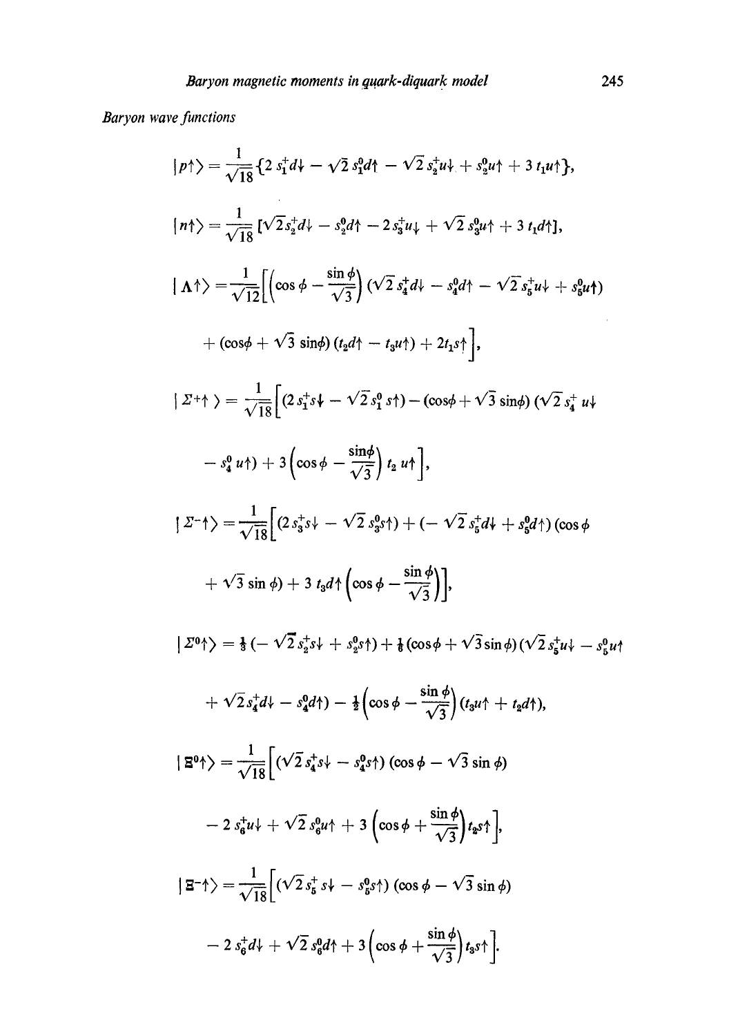*Baryon wave functions*

$$|p\uparrow\rangle = \frac{1}{\sqrt{18}}\{2\, s_1^+ d\downarrow - \sqrt{2}\, s_1^0 d\uparrow - \sqrt{2}\, s_2^+ u\downarrow + s_2^0 u\uparrow + 3\, t_1 u\uparrow\},$$

$$|n\uparrow\rangle = \frac{1}{\sqrt{18}}[\sqrt{2} s_2^+ d\downarrow - s_2^0 d\uparrow - 2 s_3^+ u\downarrow + \sqrt{2}\, s_3^0 u\uparrow + 3\, t_1 d\uparrow],$$

$$|\Lambda\uparrow\rangle = \frac{1}{\sqrt{12}}\left[\left(\cos\phi - \frac{\sin\phi}{\sqrt{3}}\right)(\sqrt{2}\, s_4^+ d\downarrow - s_4^0 d\uparrow - \sqrt{2}\, s_5^+ u\downarrow + s_6^0 u\uparrow)\right.$$
$$\left. + (\cos\phi + \sqrt{3}\sin\phi)(t_2 d\uparrow - t_3 u\uparrow) + 2 t_1 s\uparrow\right],$$

$$|\Sigma^+\uparrow\rangle = \frac{1}{\sqrt{18}}\left[(2\, s_1^+ s\downarrow - \sqrt{2}\, s_1^0\, s\uparrow) - (\cos\phi + \sqrt{3}\sin\phi)(\sqrt{2}\, s_4^+\, u\downarrow\right.$$
$$\left. - s_4^0\, u\uparrow) + 3\left(\cos\phi - \frac{\sin\phi}{\sqrt{3}}\right) t_2\, u\uparrow\right],$$

$$|\Sigma^-\uparrow\rangle = \frac{1}{\sqrt{18}}\left[(2\, s_3^+ s\downarrow - \sqrt{2}\, s_3^0 s\uparrow) + (-\sqrt{2}\, s_5^+ d\downarrow + s_5^0 d\uparrow)(\cos\phi\right.$$
$$\left. + \sqrt{3}\sin\phi) + 3\, t_3 d\uparrow\left(\cos\phi - \frac{\sin\phi}{\sqrt{3}}\right)\right],$$

$$|\Sigma^0\uparrow\rangle = \tfrac{1}{3}(-\sqrt{2}\, s_2^+ s\downarrow + s_2^0 s\uparrow) + \tfrac{1}{6}(\cos\phi + \sqrt{3}\sin\phi)(\sqrt{2}\, s_5^+ u\downarrow - s_5^0 u\uparrow$$
$$+ \sqrt{2}\, s_4^+ d\downarrow - s_4^0 d\uparrow) - \tfrac{1}{2}\left(\cos\phi - \frac{\sin\phi}{\sqrt{3}}\right)(t_3 u\uparrow + t_2 d\uparrow),$$

$$|\Xi^0\uparrow\rangle = \frac{1}{\sqrt{18}}\left[(\sqrt{2}\, s_4^+ s\downarrow - s_4^0 s\uparrow)(\cos\phi - \sqrt{3}\sin\phi)\right.$$
$$\left. - 2\, s_6^+ u\downarrow + \sqrt{2}\, s_6^0 u\uparrow + 3\left(\cos\phi + \frac{\sin\phi}{\sqrt{3}}\right) t_2 s\uparrow\right],$$

$$|\Xi^-\uparrow\rangle = \frac{1}{\sqrt{18}}\left[(\sqrt{2}\, s_5^+\, s\downarrow - s_5^0 s\uparrow)(\cos\phi - \sqrt{3}\sin\phi)\right.$$
$$\left. - 2\, s_6^+ d\downarrow + \sqrt{2}\, s_6^0 d\uparrow + 3\left(\cos\phi + \frac{\sin\phi}{\sqrt{3}}\right) t_3 s\uparrow\right].$$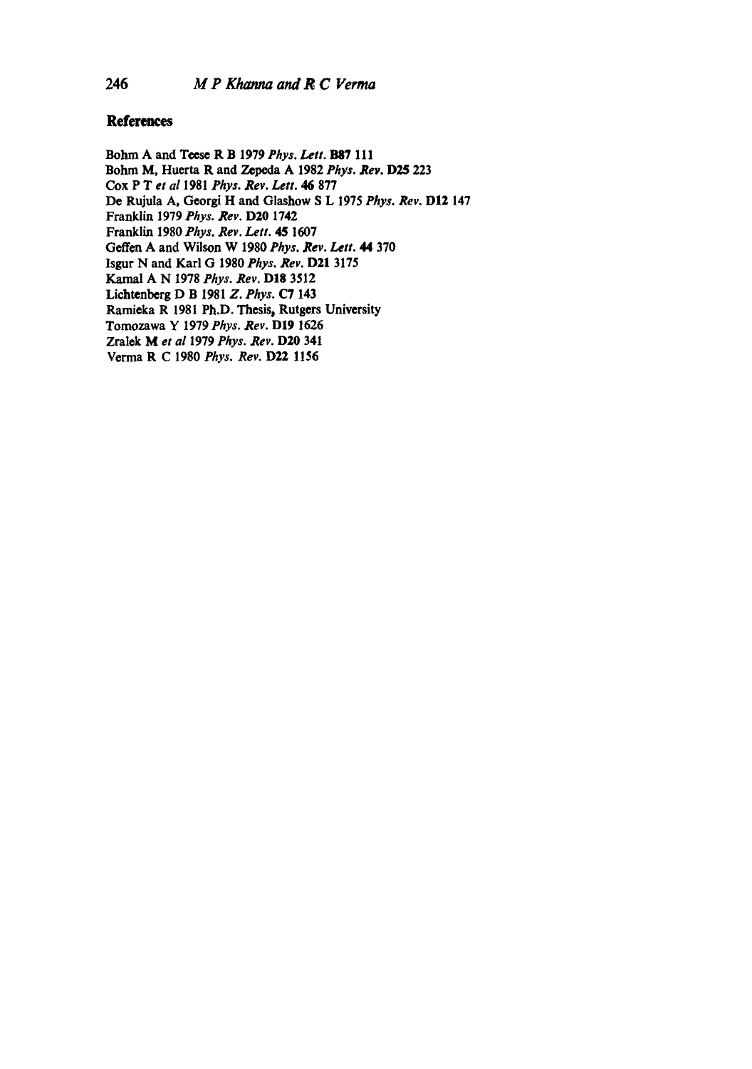## References

Bohm A and Teese R B 1979 *Phys. Lett.* **B87** 111
Bohm M, Huerta R and Zepeda A 1982 *Phys. Rev.* **D25** 223
Cox P T *et al* 1981 *Phys. Rev. Lett.* **46** 877
De Rujula A, Georgi H and Glashow S L 1975 *Phys. Rev.* **D12** 147
Franklin 1979 *Phys. Rev.* **D20** 1742
Franklin 1980 *Phys. Rev. Lett.* **45** 1607
Geffen A and Wilson W 1980 *Phys. Rev. Lett.* **44** 370
Isgur N and Karl G 1980 *Phys. Rev.* **D21** 3175
Kamal A N 1978 *Phys. Rev.* **D18** 3512
Lichtenberg D B 1981 *Z. Phys.* **C7** 143
Ramieka R 1981 Ph.D. Thesis, Rutgers University
Tomozawa Y 1979 *Phys. Rev.* **D19** 1626
Zralek M *et al* 1979 *Phys. Rev.* **D20** 341
Verma R C 1980 *Phys. Rev.* **D22** 1156